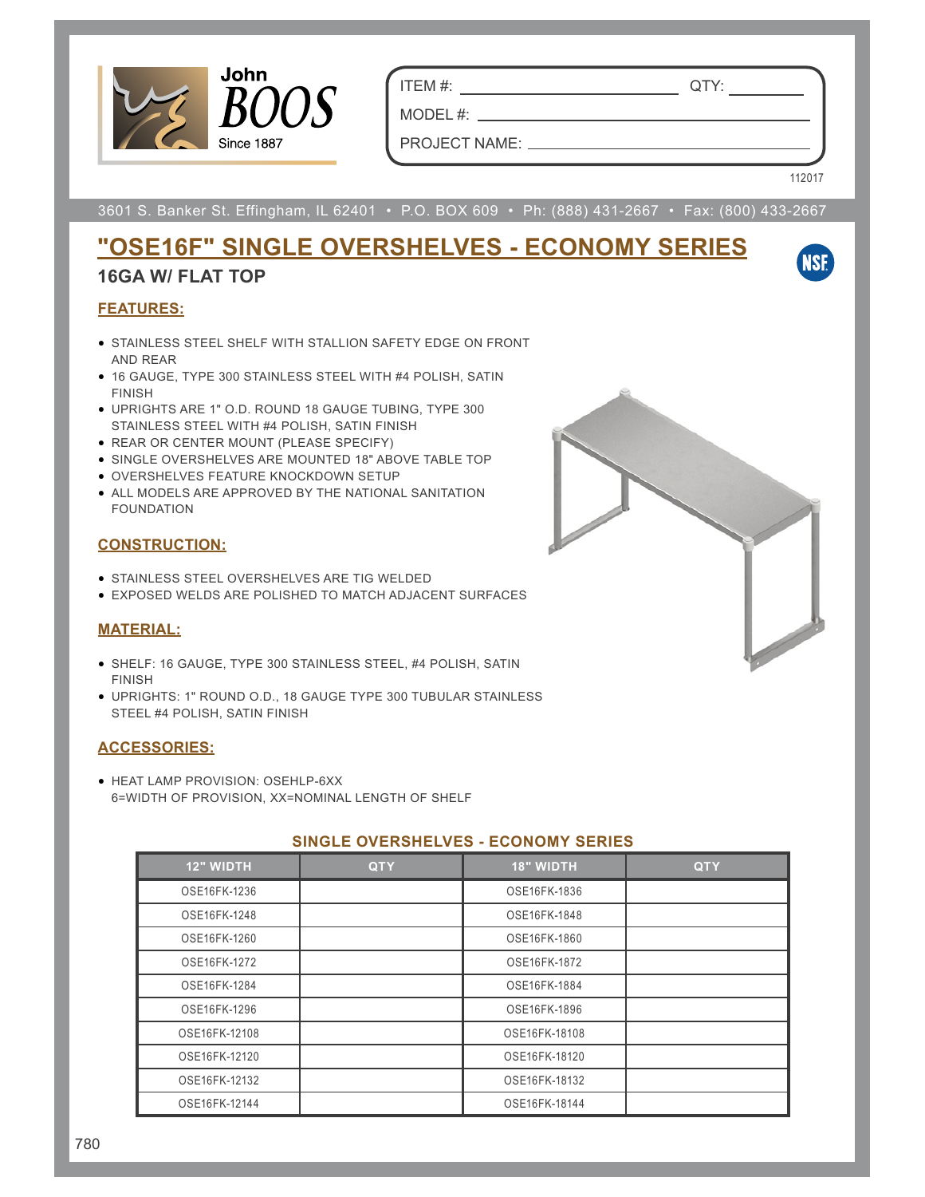John BOOS
Since 1887

ITEM #: ______________________ QTY: __________

MODEL #: ______________________________

PROJECT NAME: ___________________________

112017

3601 S. Banker St. Effingham, IL 62401 • P.O. BOX 609 • Ph: (888) 431-2667 • Fax: (800) 433-2667

# "OSE16F" SINGLE OVERSHELVES - ECONOMY SERIES

## 16GA W/ FLAT TOP

### FEATURES:

- STAINLESS STEEL SHELF WITH STALLION SAFETY EDGE ON FRONT AND REAR
- 16 GAUGE, TYPE 300 STAINLESS STEEL WITH #4 POLISH, SATIN FINISH
- UPRIGHTS ARE 1" O.D. ROUND 18 GAUGE TUBING, TYPE 300 STAINLESS STEEL WITH #4 POLISH, SATIN FINISH
- REAR OR CENTER MOUNT (PLEASE SPECIFY)
- SINGLE OVERSHELVES ARE MOUNTED 18" ABOVE TABLE TOP
- OVERSHELVES FEATURE KNOCKDOWN SETUP
- ALL MODELS ARE APPROVED BY THE NATIONAL SANITATION FOUNDATION

### CONSTRUCTION:

- STAINLESS STEEL OVERSHELVES ARE TIG WELDED
- EXPOSED WELDS ARE POLISHED TO MATCH ADJACENT SURFACES

### MATERIAL:

- SHELF: 16 GAUGE, TYPE 300 STAINLESS STEEL, #4 POLISH, SATIN FINISH
- UPRIGHTS: 1" ROUND O.D., 18 GAUGE TYPE 300 TUBULAR STAINLESS STEEL #4 POLISH, SATIN FINISH

### ACCESSORIES:

- HEAT LAMP PROVISION: OSEHLP-6XX
  6=WIDTH OF PROVISION, XX=NOMINAL LENGTH OF SHELF

### SINGLE OVERSHELVES - ECONOMY SERIES

| 12" WIDTH | QTY | 18" WIDTH | QTY |
|---|---|---|---|
| OSE16FK-1236 | | OSE16FK-1836 | |
| OSE16FK-1248 | | OSE16FK-1848 | |
| OSE16FK-1260 | | OSE16FK-1860 | |
| OSE16FK-1272 | | OSE16FK-1872 | |
| OSE16FK-1284 | | OSE16FK-1884 | |
| OSE16FK-1296 | | OSE16FK-1896 | |
| OSE16FK-12108 | | OSE16FK-18108 | |
| OSE16FK-12120 | | OSE16FK-18120 | |
| OSE16FK-12132 | | OSE16FK-18132 | |
| OSE16FK-12144 | | OSE16FK-18144 | |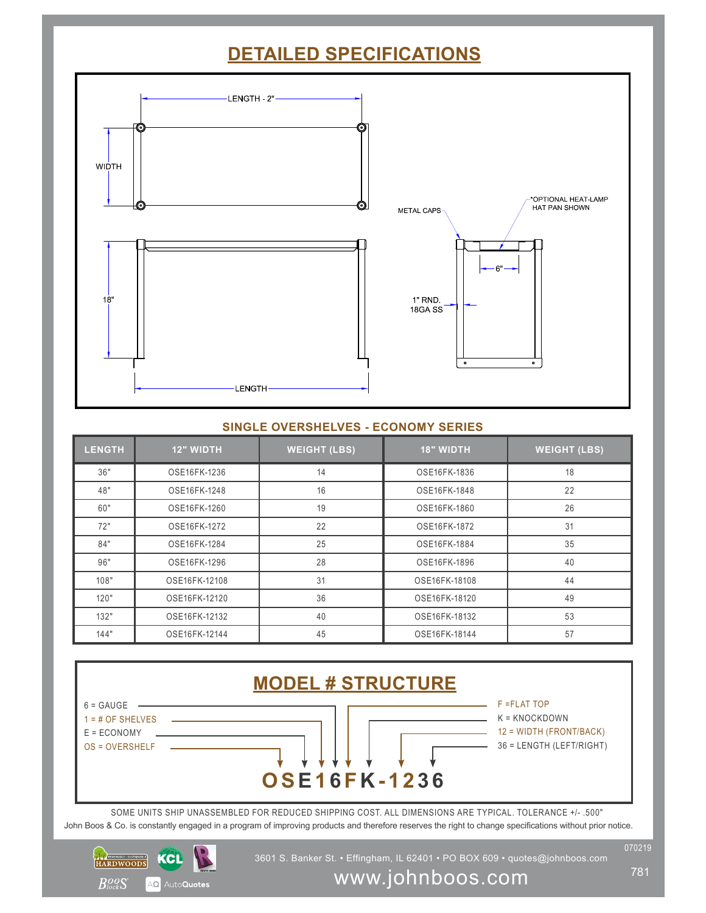# DETAILED SPECIFICATIONS

LENGTH - 2"

WIDTH

18"

LENGTH

METAL CAPS

*OPTIONAL HEAT-LAMP HAT PAN SHOWN

6"

1" RND. 18GA SS

## SINGLE OVERSHELVES - ECONOMY SERIES

| LENGTH | 12" WIDTH | WEIGHT (LBS) | 18" WIDTH | WEIGHT (LBS) |
|---|---|---|---|---|
| 36" | OSE16FK-1236 | 14 | OSE16FK-1836 | 18 |
| 48" | OSE16FK-1248 | 16 | OSE16FK-1848 | 22 |
| 60" | OSE16FK-1260 | 19 | OSE16FK-1860 | 26 |
| 72" | OSE16FK-1272 | 22 | OSE16FK-1872 | 31 |
| 84" | OSE16FK-1284 | 25 | OSE16FK-1884 | 35 |
| 96" | OSE16FK-1296 | 28 | OSE16FK-1896 | 40 |
| 108" | OSE16FK-12108 | 31 | OSE16FK-18108 | 44 |
| 120" | OSE16FK-12120 | 36 | OSE16FK-18120 | 49 |
| 132" | OSE16FK-12132 | 40 | OSE16FK-18132 | 53 |
| 144" | OSE16FK-12144 | 45 | OSE16FK-18144 | 57 |

## MODEL # STRUCTURE

6 = GAUGE
1 = # OF SHELVES
E = ECONOMY
OS = OVERSHELF

F =FLAT TOP
K = KNOCKDOWN
12 = WIDTH (FRONT/BACK)
36 = LENGTH (LEFT/RIGHT)

**OSE16FK-1236**

SOME UNITS SHIP UNASSEMBLED FOR REDUCED SHIPPING COST. ALL DIMENSIONS ARE TYPICAL. TOLERANCE +/- .500"

John Boos & Co. is constantly engaged in a program of improving products and therefore reserves the right to change specifications without prior notice.

3601 S. Banker St. • Effingham, IL 62401 • PO BOX 609 • quotes@johnboos.com

www.johnboos.com

070219